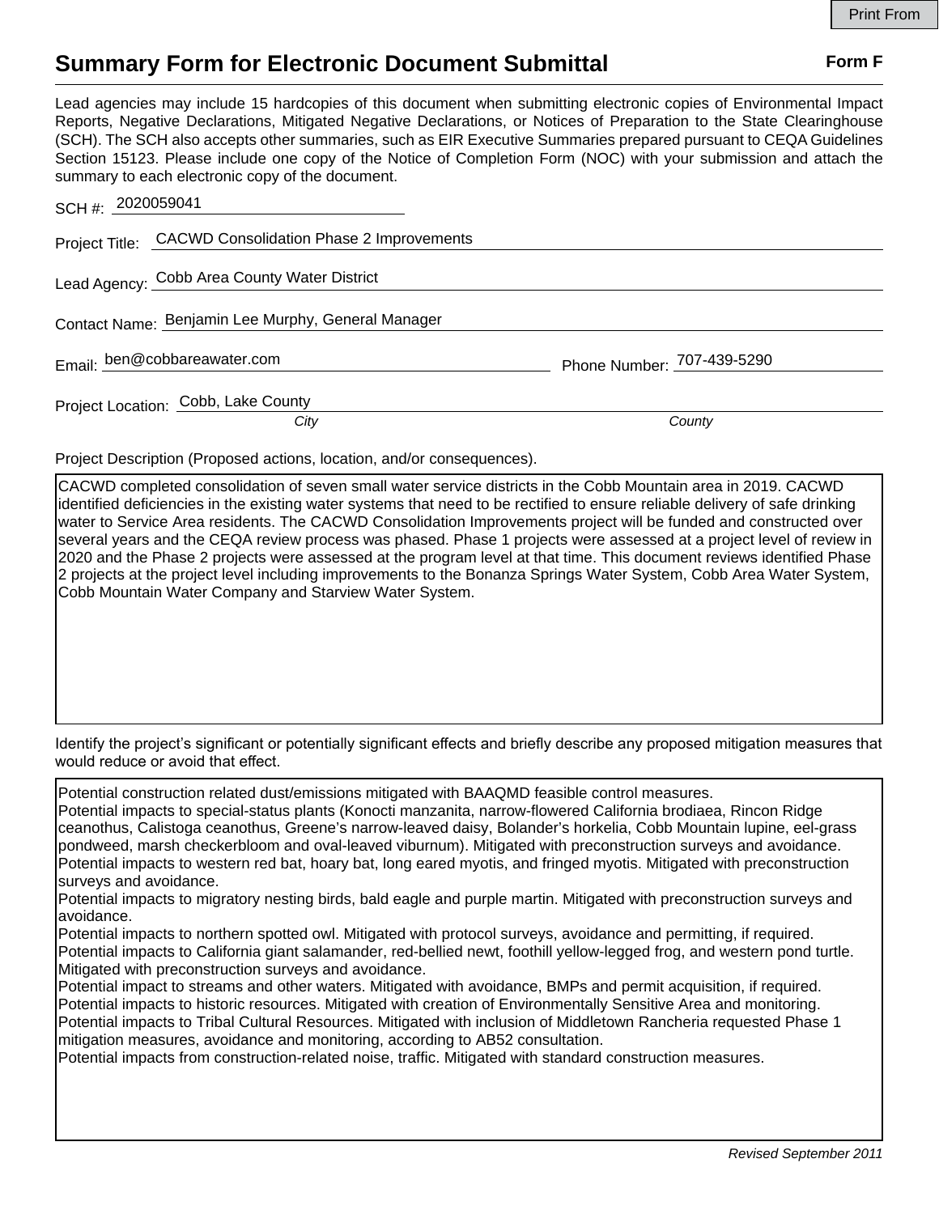# Summary Form for Electronic Document Submittal

**Form F**

Lead agencies may include 15 hardcopies of this document when submitting electronic copies of Environmental Impact Reports, Negative Declarations, Mitigated Negative Declarations, or Notices of Preparation to the State Clearinghouse (SCH). The SCH also accepts other summaries, such as EIR Executive Summaries prepared pursuant to CEQA Guidelines Section 15123. Please include one copy of the Notice of Completion Form (NOC) with your submission and attach the summary to each electronic copy of the document.

SCH #: 2020059041

Project Title: CACWD Consolidation Phase 2 Improvements

Lead Agency: Cobb Area County Water District

Contact Name: Benjamin Lee Murphy, General Manager

Email: ben@cobbareawater.com Phone Number: 707-439-5290

Project Location: Cobb, Lake County
*City* *County*

Project Description (Proposed actions, location, and/or consequences).

CACWD completed consolidation of seven small water service districts in the Cobb Mountain area in 2019. CACWD identified deficiencies in the existing water systems that need to be rectified to ensure reliable delivery of safe drinking water to Service Area residents. The CACWD Consolidation Improvements project will be funded and constructed over several years and the CEQA review process was phased. Phase 1 projects were assessed at a project level of review in 2020 and the Phase 2 projects were assessed at the program level at that time. This document reviews identified Phase 2 projects at the project level including improvements to the Bonanza Springs Water System, Cobb Area Water System, Cobb Mountain Water Company and Starview Water System.

Identify the project's significant or potentially significant effects and briefly describe any proposed mitigation measures that would reduce or avoid that effect.

Potential construction related dust/emissions mitigated with BAAQMD feasible control measures.
Potential impacts to special-status plants (Konocti manzanita, narrow-flowered California brodiaea, Rincon Ridge ceanothus, Calistoga ceanothus, Greene's narrow-leaved daisy, Bolander's horkelia, Cobb Mountain lupine, eel-grass pondweed, marsh checkerbloom and oval-leaved viburnum). Mitigated with preconstruction surveys and avoidance.
Potential impacts to western red bat, hoary bat, long eared myotis, and fringed myotis. Mitigated with preconstruction surveys and avoidance.
Potential impacts to migratory nesting birds, bald eagle and purple martin. Mitigated with preconstruction surveys and avoidance.
Potential impacts to northern spotted owl. Mitigated with protocol surveys, avoidance and permitting, if required.
Potential impacts to California giant salamander, red-bellied newt, foothill yellow-legged frog, and western pond turtle. Mitigated with preconstruction surveys and avoidance.
Potential impact to streams and other waters. Mitigated with avoidance, BMPs and permit acquisition, if required.
Potential impacts to historic resources. Mitigated with creation of Environmentally Sensitive Area and monitoring.
Potential impacts to Tribal Cultural Resources. Mitigated with inclusion of Middletown Rancheria requested Phase 1 mitigation measures, avoidance and monitoring, according to AB52 consultation.
Potential impacts from construction-related noise, traffic. Mitigated with standard construction measures.

*Revised September 2011*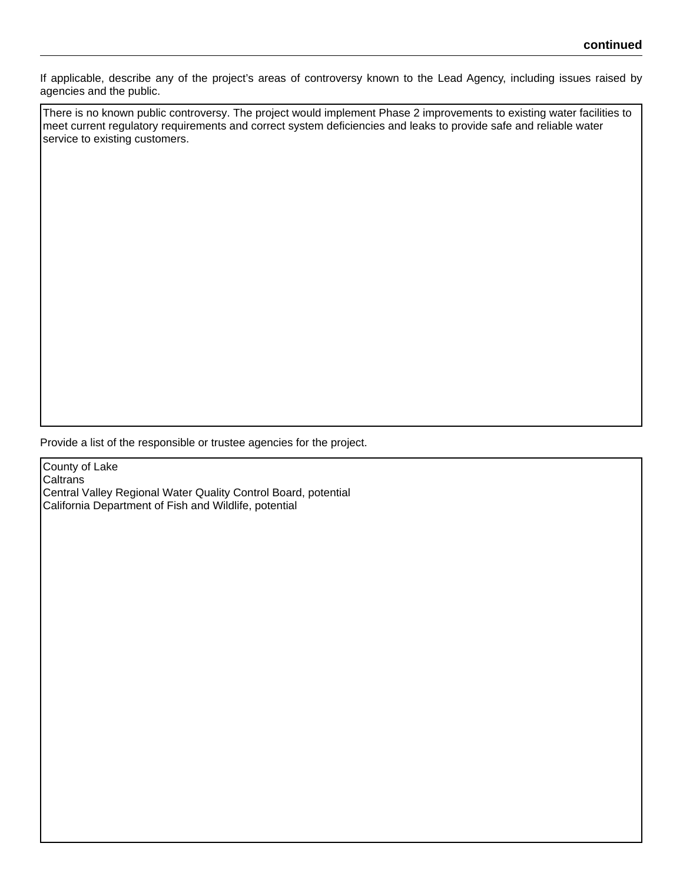**continued**

If applicable, describe any of the project's areas of controversy known to the Lead Agency, including issues raised by agencies and the public.

There is no known public controversy. The project would implement Phase 2 improvements to existing water facilities to meet current regulatory requirements and correct system deficiencies and leaks to provide safe and reliable water service to existing customers.

Provide a list of the responsible or trustee agencies for the project.

County of Lake
Caltrans
Central Valley Regional Water Quality Control Board, potential
California Department of Fish and Wildlife, potential